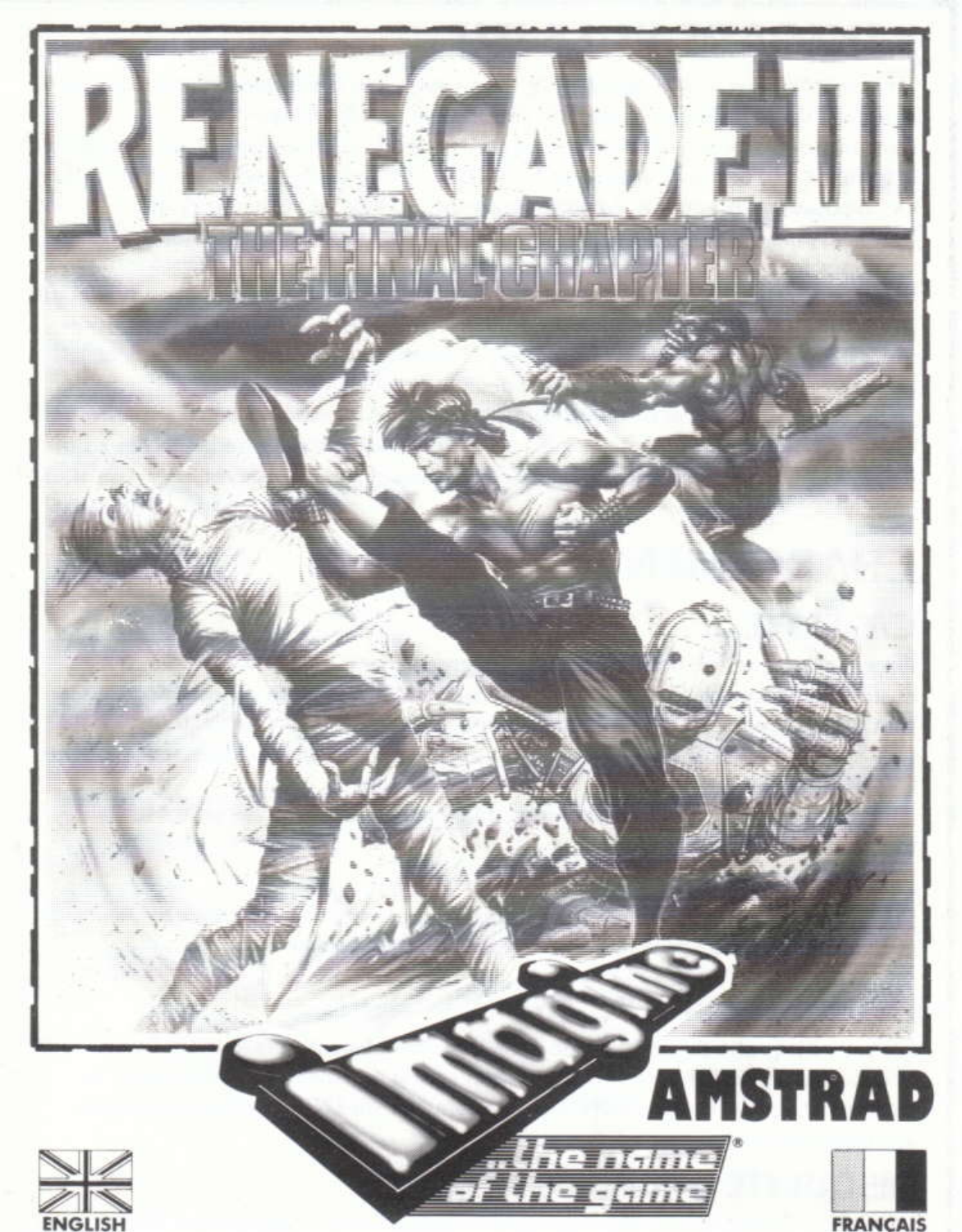# RENEGADE III

## THE FINAL CHAPTER

Imagine

..the name of the game

AMSTRAD

ENGLISH

FRANCAIS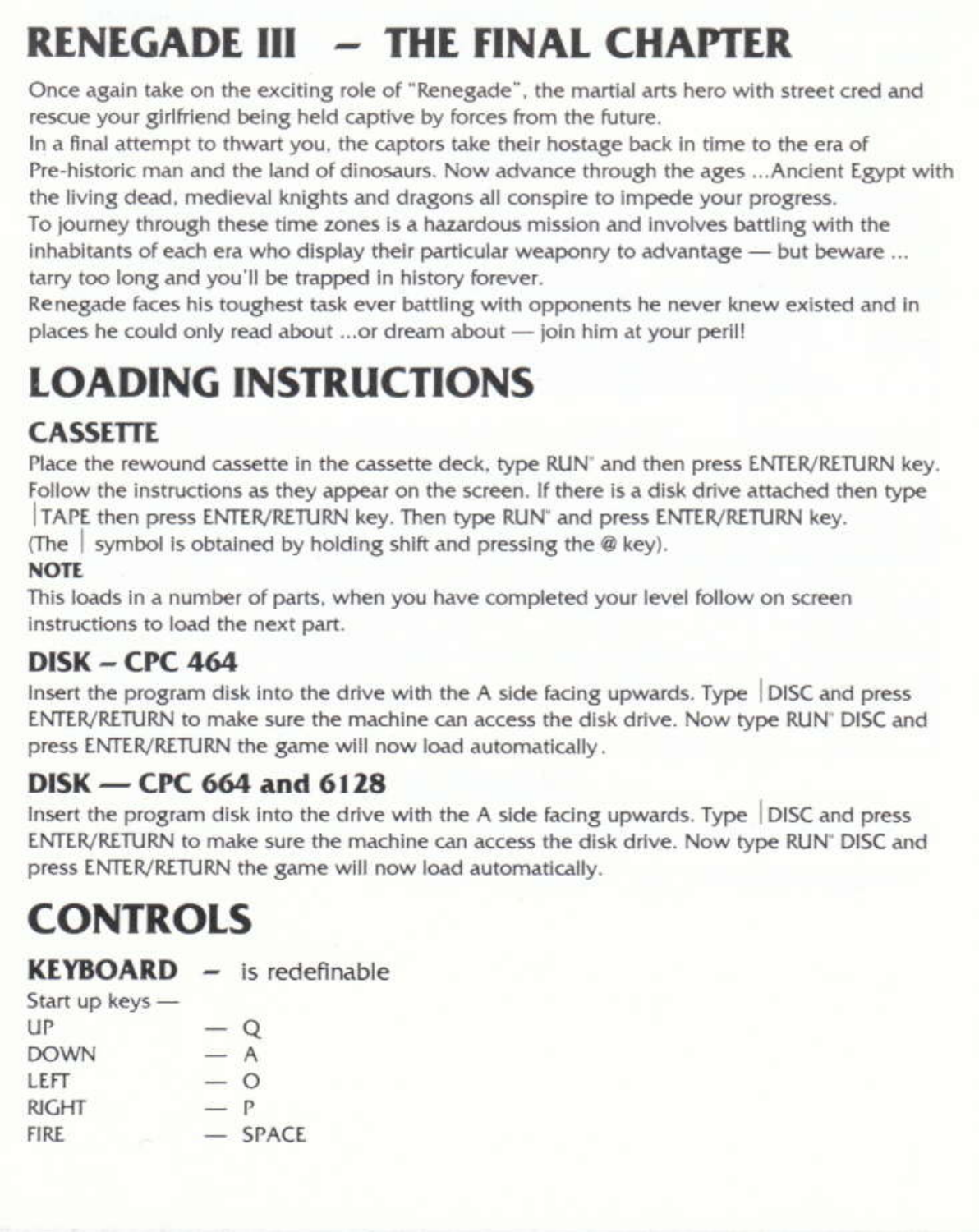# RENEGADE III – THE FINAL CHAPTER

Once again take on the exciting role of "Renegade", the martial arts hero with street cred and rescue your girlfriend being held captive by forces from the future.
In a final attempt to thwart you, the captors take their hostage back in time to the era of Pre-historic man and the land of dinosaurs. Now advance through the ages ...Ancient Egypt with the living dead, medieval knights and dragons all conspire to impede your progress.
To journey through these time zones is a hazardous mission and involves battling with the inhabitants of each era who display their particular weaponry to advantage — but beware ... tarry too long and you'll be trapped in history forever.
Renegade faces his toughest task ever battling with opponents he never knew existed and in places he could only read about ...or dream about — join him at your peril!

# LOADING INSTRUCTIONS

## CASSETTE

Place the rewound cassette in the cassette deck, type RUN" and then press ENTER/RETURN key. Follow the instructions as they appear on the screen. If there is a disk drive attached then type |TAPE then press ENTER/RETURN key. Then type RUN" and press ENTER/RETURN key.
(The | symbol is obtained by holding shift and pressing the @ key).

**NOTE**

This loads in a number of parts, when you have completed your level follow on screen instructions to load the next part.

## DISK – CPC 464

Insert the program disk into the drive with the A side facing upwards. Type |DISC and press ENTER/RETURN to make sure the machine can access the disk drive. Now type RUN" DISC and press ENTER/RETURN the game will now load automatically.

## DISK — CPC 664 and 6128

Insert the program disk into the drive with the A side facing upwards. Type |DISC and press ENTER/RETURN to make sure the machine can access the disk drive. Now type RUN" DISC and press ENTER/RETURN the game will now load automatically.

# CONTROLS

## KEYBOARD – is redefinable

Start up keys —

UP — Q
DOWN — A
LEFT — O
RIGHT — P
FIRE — SPACE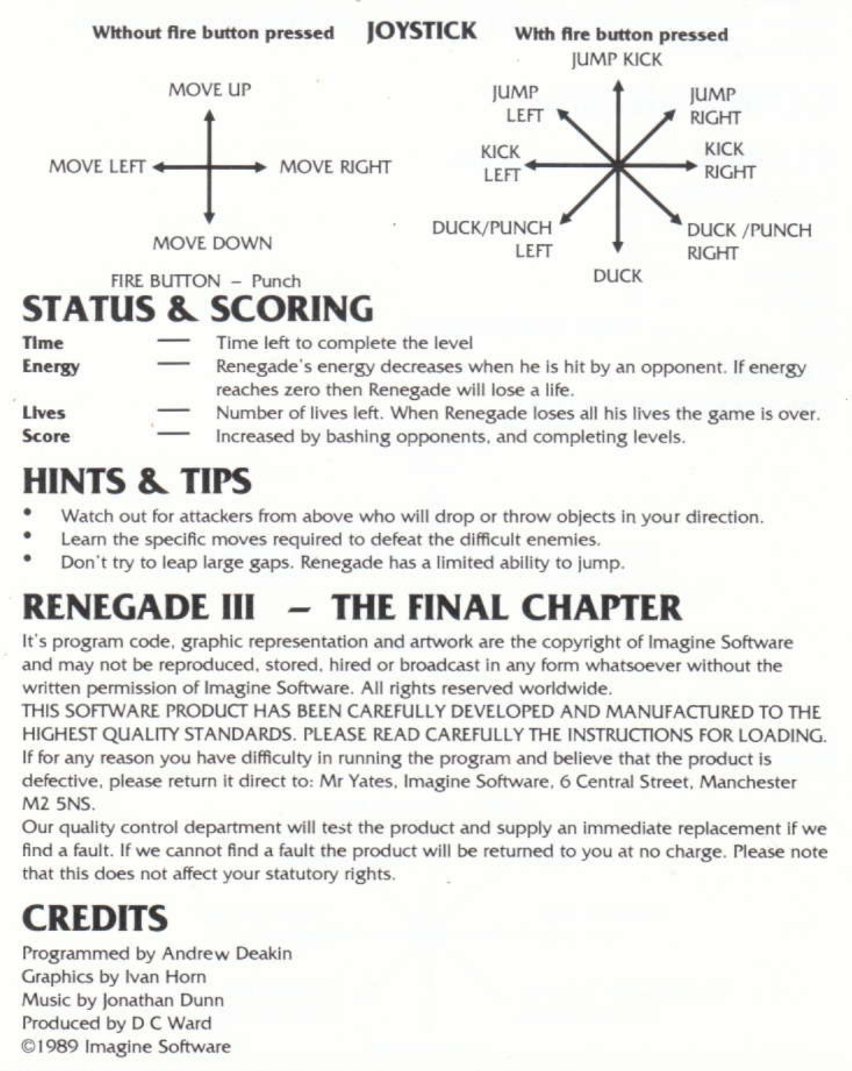## JOYSTICK

**Without fire button pressed**

- MOVE UP
- MOVE LEFT
- MOVE RIGHT
- MOVE DOWN

FIRE BUTTON – Punch

**With fire button pressed**

- JUMP KICK
- JUMP LEFT
- JUMP RIGHT
- KICK LEFT
- KICK RIGHT
- DUCK/PUNCH LEFT
- DUCK/PUNCH RIGHT
- DUCK

# STATUS & SCORING

| | | |
|---|---|---|
| **Time** | — | Time left to complete the level |
| **Energy** | — | Renegade's energy decreases when he is hit by an opponent. If energy reaches zero then Renegade will lose a life. |
| **Lives** | — | Number of lives left. When Renegade loses all his lives the game is over. |
| **Score** | — | Increased by bashing opponents, and completing levels. |

# HINTS & TIPS

- Watch out for attackers from above who will drop or throw objects in your direction.
- Learn the specific moves required to defeat the difficult enemies.
- Don't try to leap large gaps. Renegade has a limited ability to jump.

# RENEGADE III – THE FINAL CHAPTER

It's program code, graphic representation and artwork are the copyright of Imagine Software and may not be reproduced, stored, hired or broadcast in any form whatsoever without the written permission of Imagine Software. All rights reserved worldwide.

THIS SOFTWARE PRODUCT HAS BEEN CAREFULLY DEVELOPED AND MANUFACTURED TO THE HIGHEST QUALITY STANDARDS. PLEASE READ CAREFULLY THE INSTRUCTIONS FOR LOADING. If for any reason you have difficulty in running the program and believe that the product is defective, please return it direct to: Mr Yates, Imagine Software, 6 Central Street, Manchester M2 5NS.

Our quality control department will test the product and supply an immediate replacement if we find a fault. If we cannot find a fault the product will be returned to you at no charge. Please note that this does not affect your statutory rights.

# CREDITS

Programmed by Andrew Deakin
Graphics by Ivan Horn
Music by Jonathan Dunn
Produced by D C Ward
©1989 Imagine Software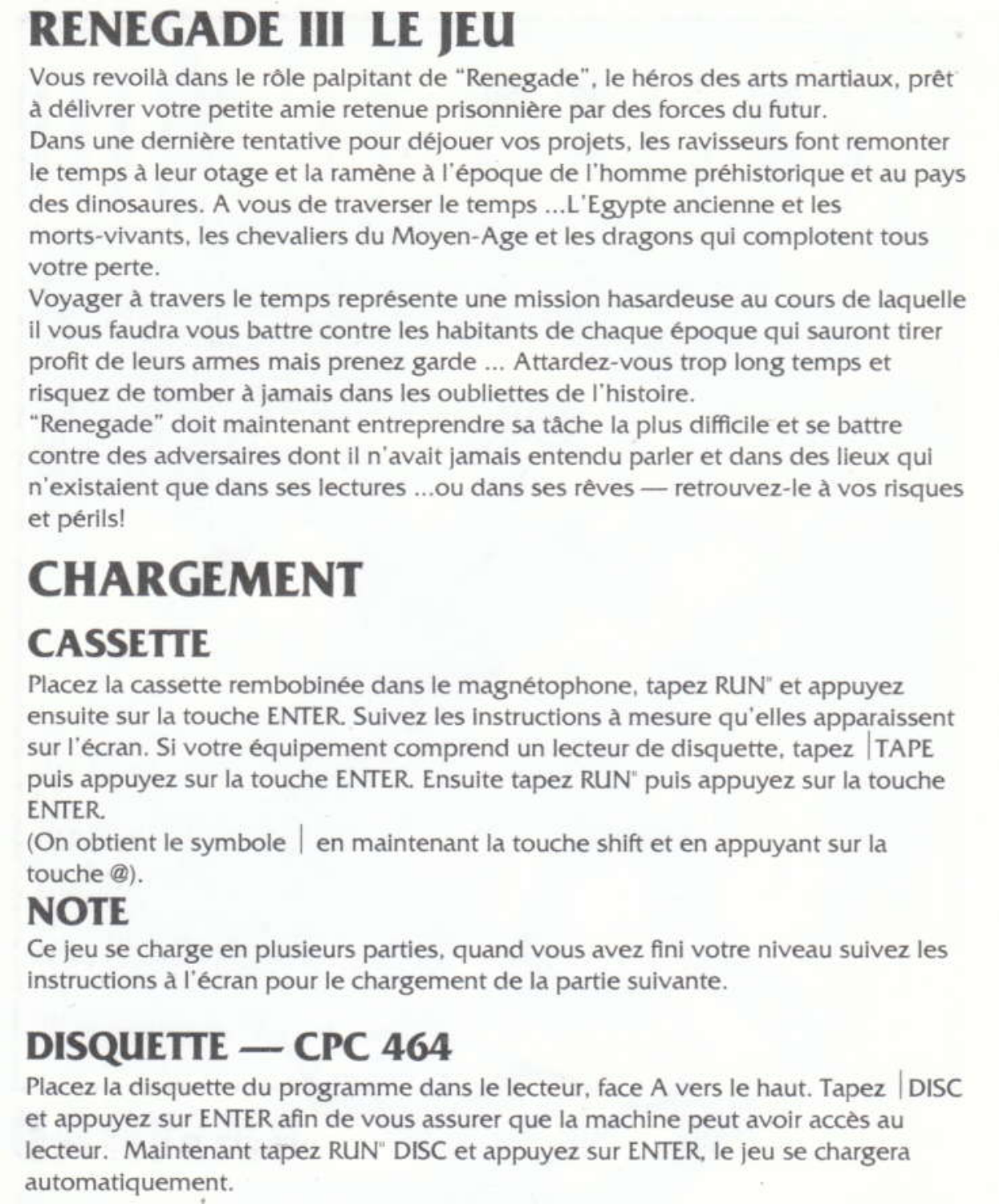# RENEGADE III LE JEU

Vous revoilà dans le rôle palpitant de "Renegade", le héros des arts martiaux, prêt à délivrer votre petite amie retenue prisonnière par des forces du futur.
Dans une dernière tentative pour déjouer vos projets, les ravisseurs font remonter le temps à leur otage et la ramène à l'époque de l'homme préhistorique et au pays des dinosaures. A vous de traverser le temps ...L'Egypte ancienne et les morts-vivants, les chevaliers du Moyen-Age et les dragons qui complotent tous votre perte.
Voyager à travers le temps représente une mission hasardeuse au cours de laquelle il vous faudra vous battre contre les habitants de chaque époque qui sauront tirer profit de leurs armes mais prenez garde ... Attardez-vous trop long temps et risquez de tomber à jamais dans les oubliettes de l'histoire.
"Renegade" doit maintenant entreprendre sa tâche la plus difficile et se battre contre des adversaires dont il n'avait jamais entendu parler et dans des lieux qui n'existaient que dans ses lectures ...ou dans ses rêves — retrouvez-le à vos risques et périls!

# CHARGEMENT

## CASSETTE

Placez la cassette rembobinée dans le magnétophone, tapez RUN" et appuyez ensuite sur la touche ENTER. Suivez les instructions à mesure qu'elles apparaissent sur l'écran. Si votre équipement comprend un lecteur de disquette, tapez |TAPE puis appuyez sur la touche ENTER. Ensuite tapez RUN" puis appuyez sur la touche ENTER.
(On obtient le symbole | en maintenant la touche shift et en appuyant sur la touche @).

## NOTE

Ce jeu se charge en plusieurs parties, quand vous avez fini votre niveau suivez les instructions à l'écran pour le chargement de la partie suivante.

## DISQUETTE — CPC 464

Placez la disquette du programme dans le lecteur, face A vers le haut. Tapez |DISC et appuyez sur ENTER afin de vous assurer que la machine peut avoir accès au lecteur. Maintenant tapez RUN" DISC et appuyez sur ENTER, le jeu se chargera automatiquement.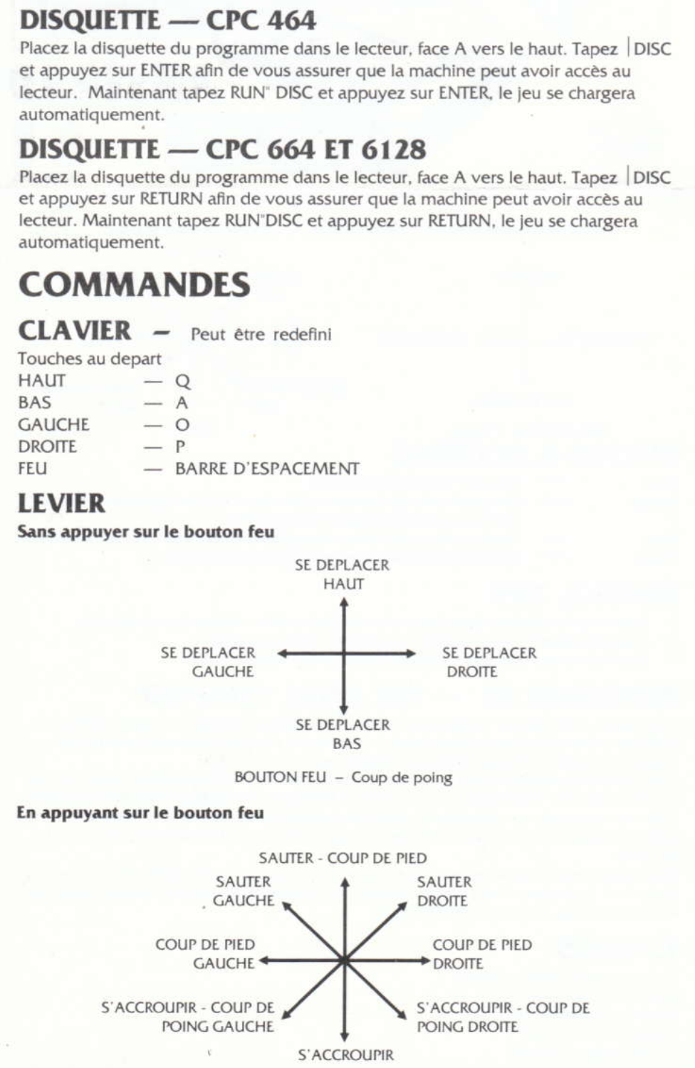## DISQUETTE — CPC 464

Placez la disquette du programme dans le lecteur, face A vers le haut. Tapez |DISC et appuyez sur ENTER afin de vous assurer que la machine peut avoir accès au lecteur. Maintenant tapez RUN" DISC et appuyez sur ENTER, le jeu se chargera automatiquement.

## DISQUETTE — CPC 664 ET 6128

Placez la disquette du programme dans le lecteur, face A vers le haut. Tapez |DISC et appuyez sur RETURN afin de vous assurer que la machine peut avoir accès au lecteur. Maintenant tapez RUN"DISC et appuyez sur RETURN, le jeu se chargera automatiquement.

# COMMANDES

## CLAVIER — Peut être redefini

Touches au depart

| | |
|---|---|
| HAUT | — Q |
| BAS | — A |
| GAUCHE | — O |
| DROITE | — P |
| FEU | — BARRE D'ESPACEMENT |

## LEVIER

**Sans appuyer sur le bouton feu**

- Haut : SE DEPLACER HAUT
- Gauche : SE DEPLACER GAUCHE
- Droite : SE DEPLACER DROITE
- Bas : SE DEPLACER BAS

BOUTON FEU – Coup de poing

**En appuyant sur le bouton feu**

- Haut : SAUTER - COUP DE PIED
- Haut-gauche : SAUTER GAUCHE
- Haut-droite : SAUTER DROITE
- Gauche : COUP DE PIED GAUCHE
- Droite : COUP DE PIED DROITE
- Bas-gauche : S'ACCROUPIR - COUP DE POING GAUCHE
- Bas-droite : S'ACCROUPIR - COUP DE POING DROITE
- Bas : S'ACCROUPIR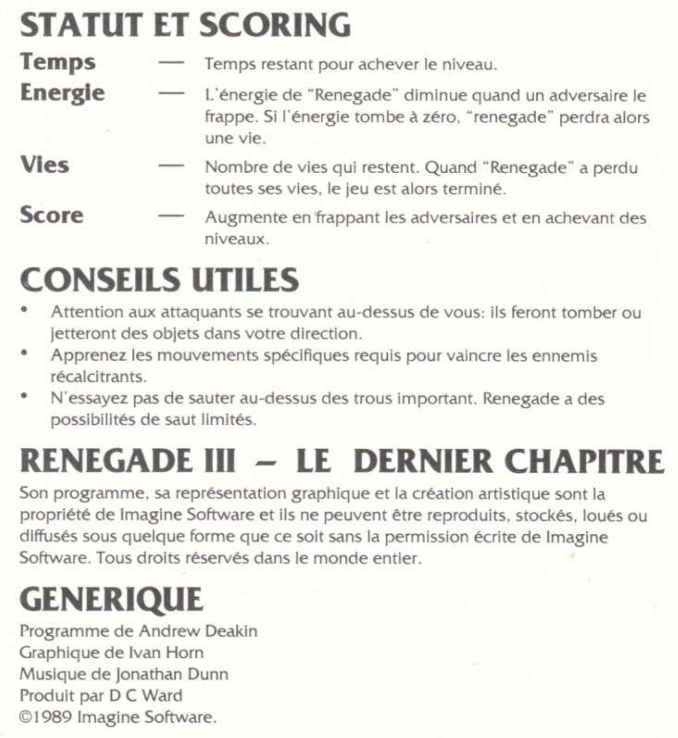# STATUT ET SCORING

**Temps** — Temps restant pour achever le niveau.

**Energie** — L'énergie de "Renegade" diminue quand un adversaire le frappe. Si l'énergie tombe à zéro, "renegade" perdra alors une vie.

**Vies** — Nombre de vies qui restent. Quand "Renegade" a perdu toutes ses vies, le jeu est alors terminé.

**Score** — Augmente en frappant les adversaires et en achevant des niveaux.

# CONSEILS UTILES

- Attention aux attaquants se trouvant au-dessus de vous: ils feront tomber ou jetteront des objets dans votre direction.
- Apprenez les mouvements spécifiques requis pour vaincre les ennemis récalcitrants.
- N'essayez pas de sauter au-dessus des trous important. Renegade a des possibilités de saut limités.

# RENEGADE III – LE DERNIER CHAPITRE

Son programme, sa représentation graphique et la création artistique sont la propriété de Imagine Software et ils ne peuvent être reproduits, stockés, loués ou diffusés sous quelque forme que ce soit sans la permission écrite de Imagine Software. Tous droits réservés dans le monde entier.

# GENERIQUE

Programme de Andrew Deakin
Graphique de Ivan Horn
Musique de Jonathan Dunn
Produit par D C Ward
©1989 Imagine Software.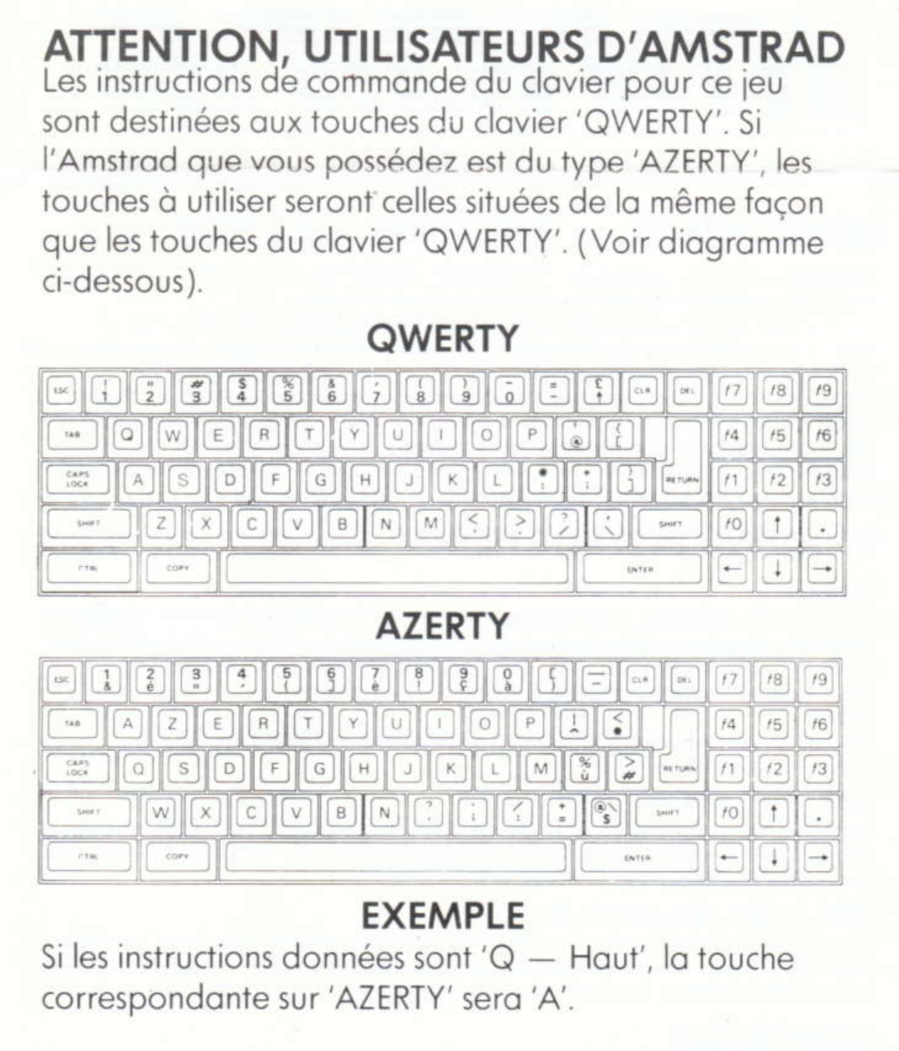# ATTENTION, UTILISATEURS D'AMSTRAD

Les instructions de commande du clavier pour ce jeu sont destinées aux touches du clavier 'QWERTY'. Si l'Amstrad que vous possédez est du type 'AZERTY', les touches à utiliser seront celles situées de la même façon que les touches du clavier 'QWERTY'. (Voir diagramme ci-dessous).

## QWERTY

## AZERTY

## EXEMPLE

Si les instructions données sont 'Q — Haut', la touche correspondante sur 'AZERTY' sera 'A'.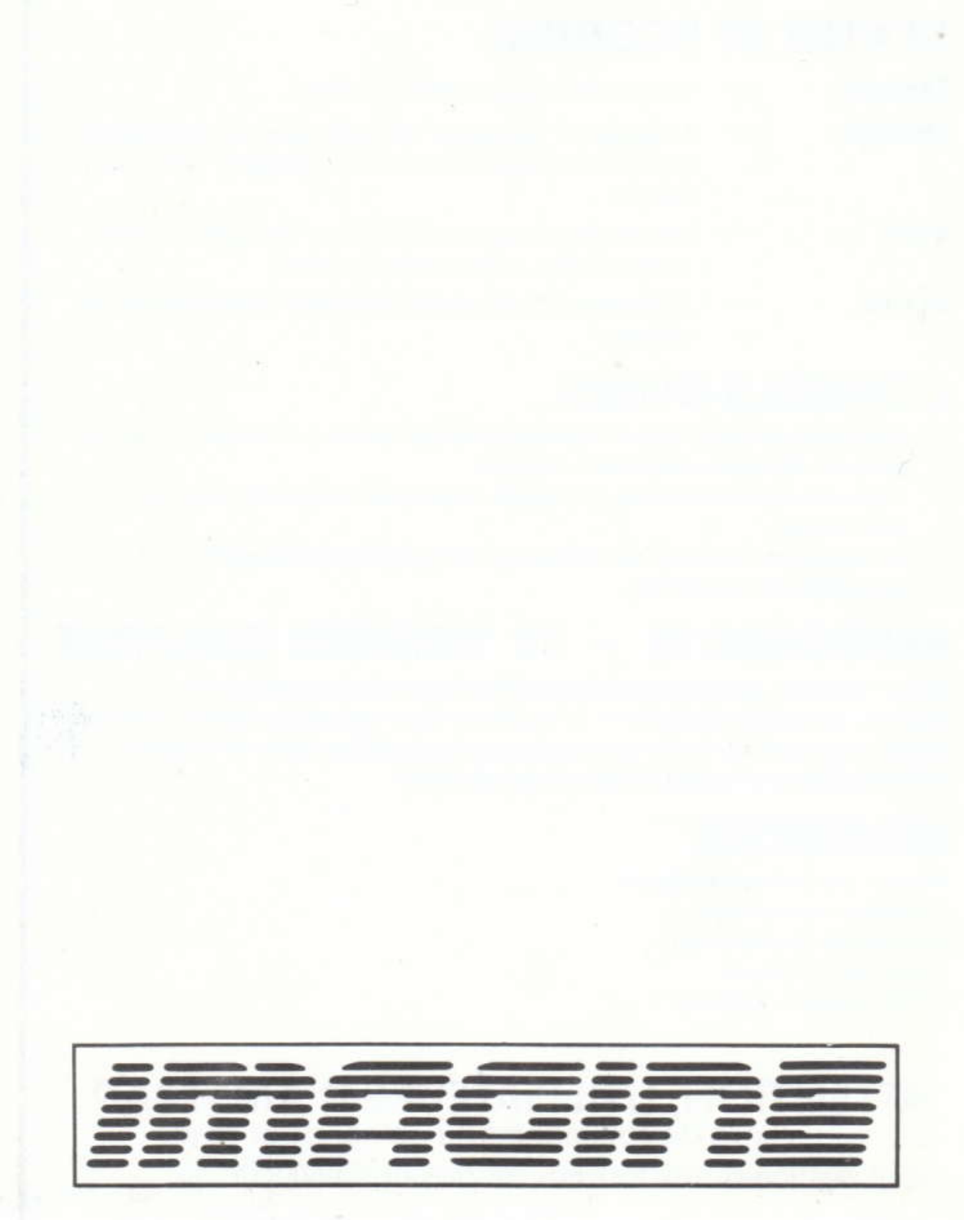IMAGINE